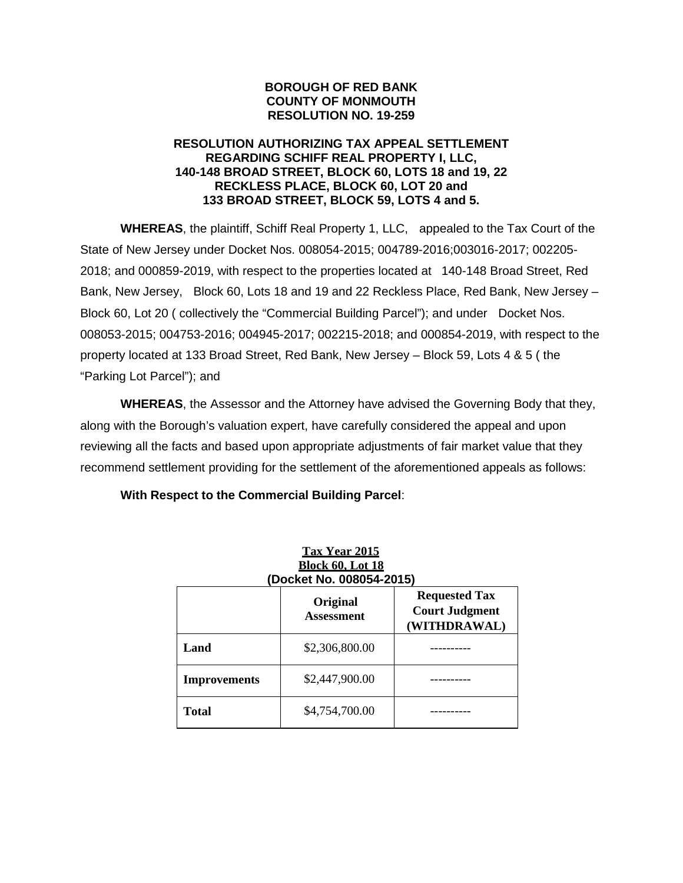**BOROUGH OF RED BANK**
**COUNTY OF MONMOUTH**
**RESOLUTION NO. 19-259**

**RESOLUTION AUTHORIZING TAX APPEAL SETTLEMENT REGARDING SCHIFF REAL PROPERTY I, LLC, 140-148 BROAD STREET, BLOCK 60, LOTS 18 and 19, 22 RECKLESS PLACE, BLOCK 60, LOT 20 and 133 BROAD STREET, BLOCK 59, LOTS 4 and 5.**

**WHEREAS**, the plaintiff, Schiff Real Property 1, LLC, appealed to the Tax Court of the State of New Jersey under Docket Nos. 008054-2015; 004789-2016;003016-2017; 002205-2018; and 000859-2019, with respect to the properties located at 140-148 Broad Street, Red Bank, New Jersey, Block 60, Lots 18 and 19 and 22 Reckless Place, Red Bank, New Jersey – Block 60, Lot 20 ( collectively the "Commercial Building Parcel"); and under Docket Nos. 008053-2015; 004753-2016; 004945-2017; 002215-2018; and 000854-2019, with respect to the property located at 133 Broad Street, Red Bank, New Jersey – Block 59, Lots 4 & 5 ( the "Parking Lot Parcel"); and

**WHEREAS**, the Assessor and the Attorney have advised the Governing Body that they, along with the Borough's valuation expert, have carefully considered the appeal and upon reviewing all the facts and based upon appropriate adjustments of fair market value that they recommend settlement providing for the settlement of the aforementioned appeals as follows:

**With Respect to the Commercial Building Parcel**:

**Tax Year 2015**
**Block 60, Lot 18**
**(Docket No. 008054-2015)**

| | Original Assessment | Requested Tax Court Judgment (WITHDRAWAL) |
|---|---|---|
| **Land** | $2,306,800.00 | ---------- |
| **Improvements** | $2,447,900.00 | ---------- |
| **Total** | $4,754,700.00 | ---------- |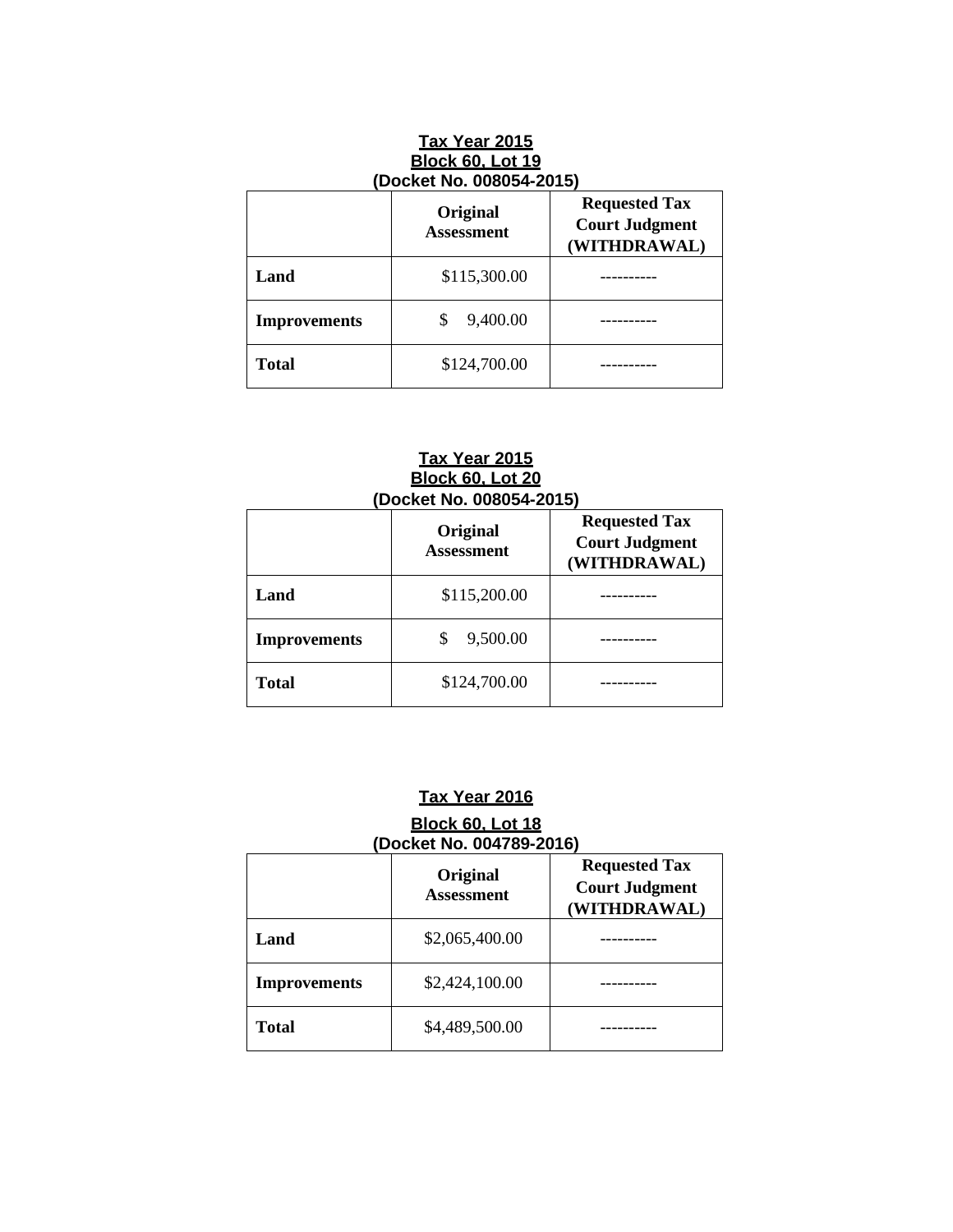**Tax Year 2015**
**Block 60, Lot 19**
**(Docket No. 008054-2015)**

| | Original Assessment | Requested Tax Court Judgment (WITHDRAWAL) |
|---|---|---|
| **Land** | $115,300.00 | ---------- |
| **Improvements** | $ 9,400.00 | ---------- |
| **Total** | $124,700.00 | ---------- |

**Tax Year 2015**
**Block 60, Lot 20**
**(Docket No. 008054-2015)**

| | Original Assessment | Requested Tax Court Judgment (WITHDRAWAL) |
|---|---|---|
| **Land** | $115,200.00 | ---------- |
| **Improvements** | $ 9,500.00 | ---------- |
| **Total** | $124,700.00 | ---------- |

**Tax Year 2016**

**Block 60, Lot 18**
**(Docket No. 004789-2016)**

| | Original Assessment | Requested Tax Court Judgment (WITHDRAWAL) |
|---|---|---|
| **Land** | $2,065,400.00 | ---------- |
| **Improvements** | $2,424,100.00 | ---------- |
| **Total** | $4,489,500.00 | ---------- |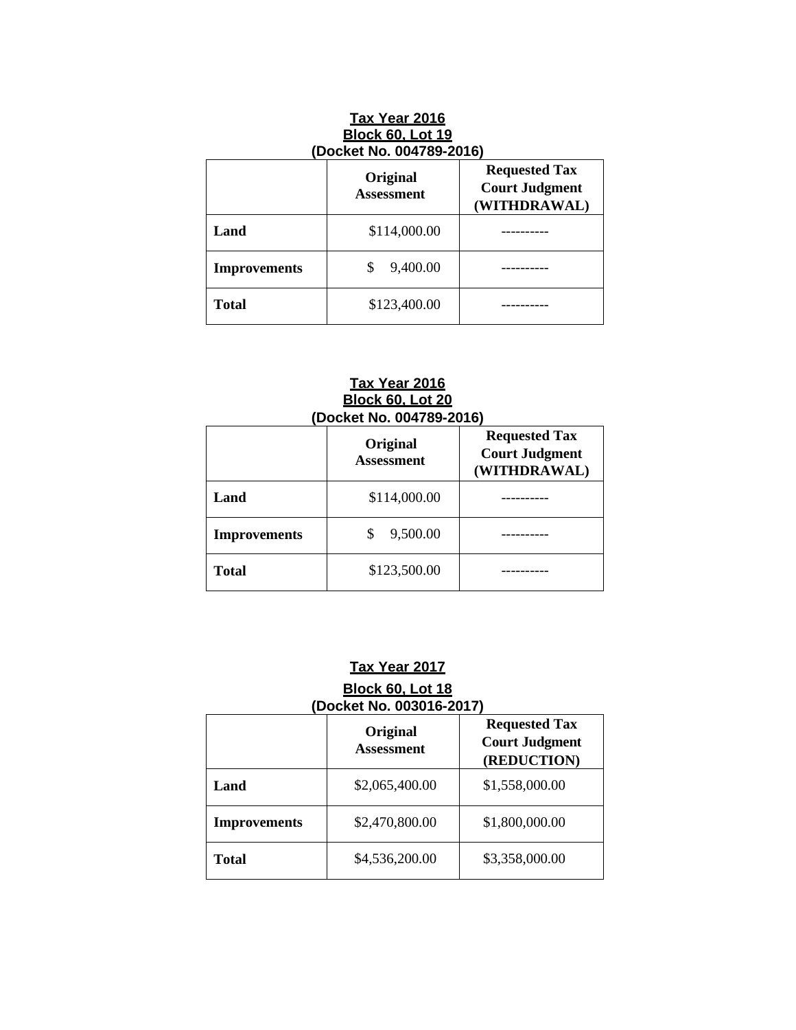**Tax Year 2016**
**Block 60, Lot 19**
**(Docket No. 004789-2016)**

| | Original Assessment | Requested Tax Court Judgment (WITHDRAWAL) |
|---|---|---|
| **Land** | $114,000.00 | ---------- |
| **Improvements** | $ 9,400.00 | ---------- |
| **Total** | $123,400.00 | ---------- |

**Tax Year 2016**
**Block 60, Lot 20**
**(Docket No. 004789-2016)**

| | Original Assessment | Requested Tax Court Judgment (WITHDRAWAL) |
|---|---|---|
| **Land** | $114,000.00 | ---------- |
| **Improvements** | $ 9,500.00 | ---------- |
| **Total** | $123,500.00 | ---------- |

**Tax Year 2017**
**Block 60, Lot 18**
**(Docket No. 003016-2017)**

| | Original Assessment | Requested Tax Court Judgment (REDUCTION) |
|---|---|---|
| **Land** | $2,065,400.00 | $1,558,000.00 |
| **Improvements** | $2,470,800.00 | $1,800,000.00 |
| **Total** | $4,536,200.00 | $3,358,000.00 |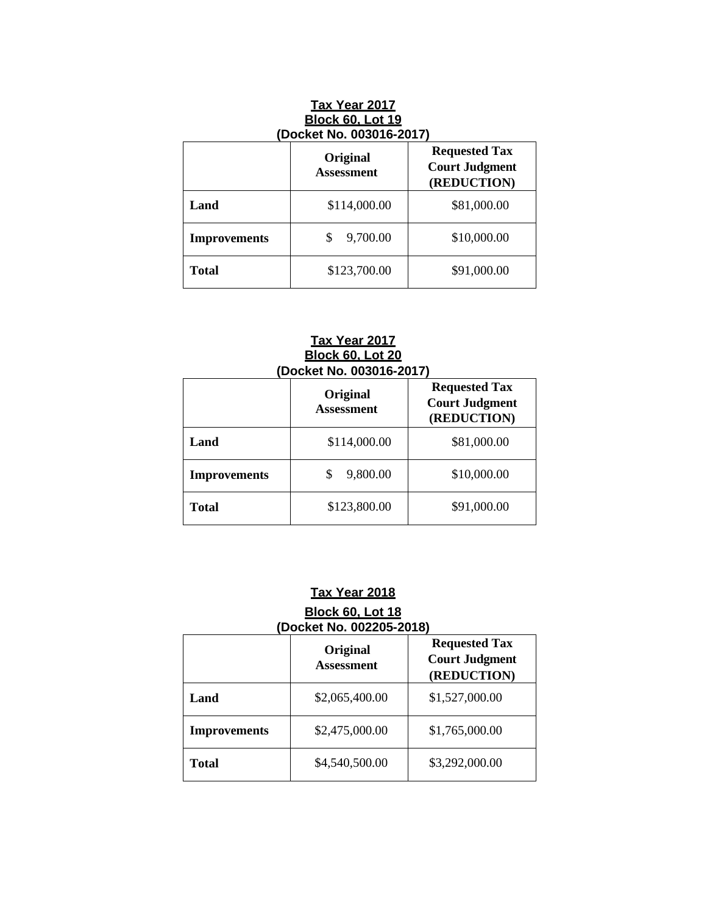**Tax Year 2017**
**Block 60, Lot 19**
**(Docket No. 003016-2017)**

| | Original Assessment | Requested Tax Court Judgment (REDUCTION) |
|---|---|---|
| **Land** | \$114,000.00 | \$81,000.00 |
| **Improvements** | \$ 9,700.00 | \$10,000.00 |
| **Total** | \$123,700.00 | \$91,000.00 |

**Tax Year 2017**
**Block 60, Lot 20**
**(Docket No. 003016-2017)**

| | Original Assessment | Requested Tax Court Judgment (REDUCTION) |
|---|---|---|
| **Land** | \$114,000.00 | \$81,000.00 |
| **Improvements** | \$ 9,800.00 | \$10,000.00 |
| **Total** | \$123,800.00 | \$91,000.00 |

**Tax Year 2018**
**Block 60, Lot 18**
**(Docket No. 002205-2018)**

| | Original Assessment | Requested Tax Court Judgment (REDUCTION) |
|---|---|---|
| **Land** | \$2,065,400.00 | \$1,527,000.00 |
| **Improvements** | \$2,475,000.00 | \$1,765,000.00 |
| **Total** | \$4,540,500.00 | \$3,292,000.00 |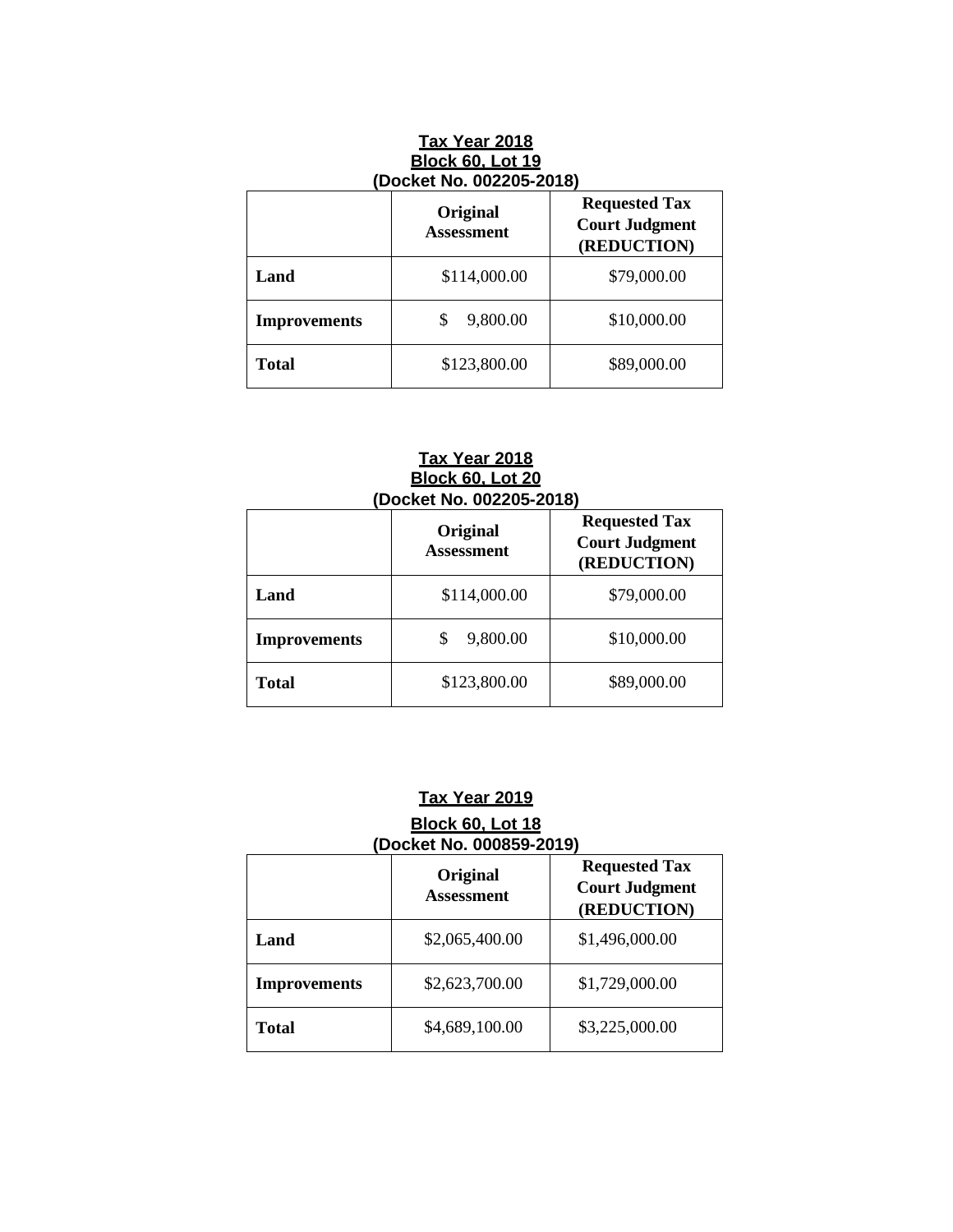**Tax Year 2018**
**Block 60, Lot 19**
**(Docket No. 002205-2018)**

| | Original Assessment | Requested Tax Court Judgment (REDUCTION) |
|---|---|---|
| **Land** | $114,000.00 | $79,000.00 |
| **Improvements** | $ 9,800.00 | $10,000.00 |
| **Total** | $123,800.00 | $89,000.00 |

**Tax Year 2018**
**Block 60, Lot 20**
**(Docket No. 002205-2018)**

| | Original Assessment | Requested Tax Court Judgment (REDUCTION) |
|---|---|---|
| **Land** | $114,000.00 | $79,000.00 |
| **Improvements** | $ 9,800.00 | $10,000.00 |
| **Total** | $123,800.00 | $89,000.00 |

**Tax Year 2019**
**Block 60, Lot 18**
**(Docket No. 000859-2019)**

| | Original Assessment | Requested Tax Court Judgment (REDUCTION) |
|---|---|---|
| **Land** | $2,065,400.00 | $1,496,000.00 |
| **Improvements** | $2,623,700.00 | $1,729,000.00 |
| **Total** | $4,689,100.00 | $3,225,000.00 |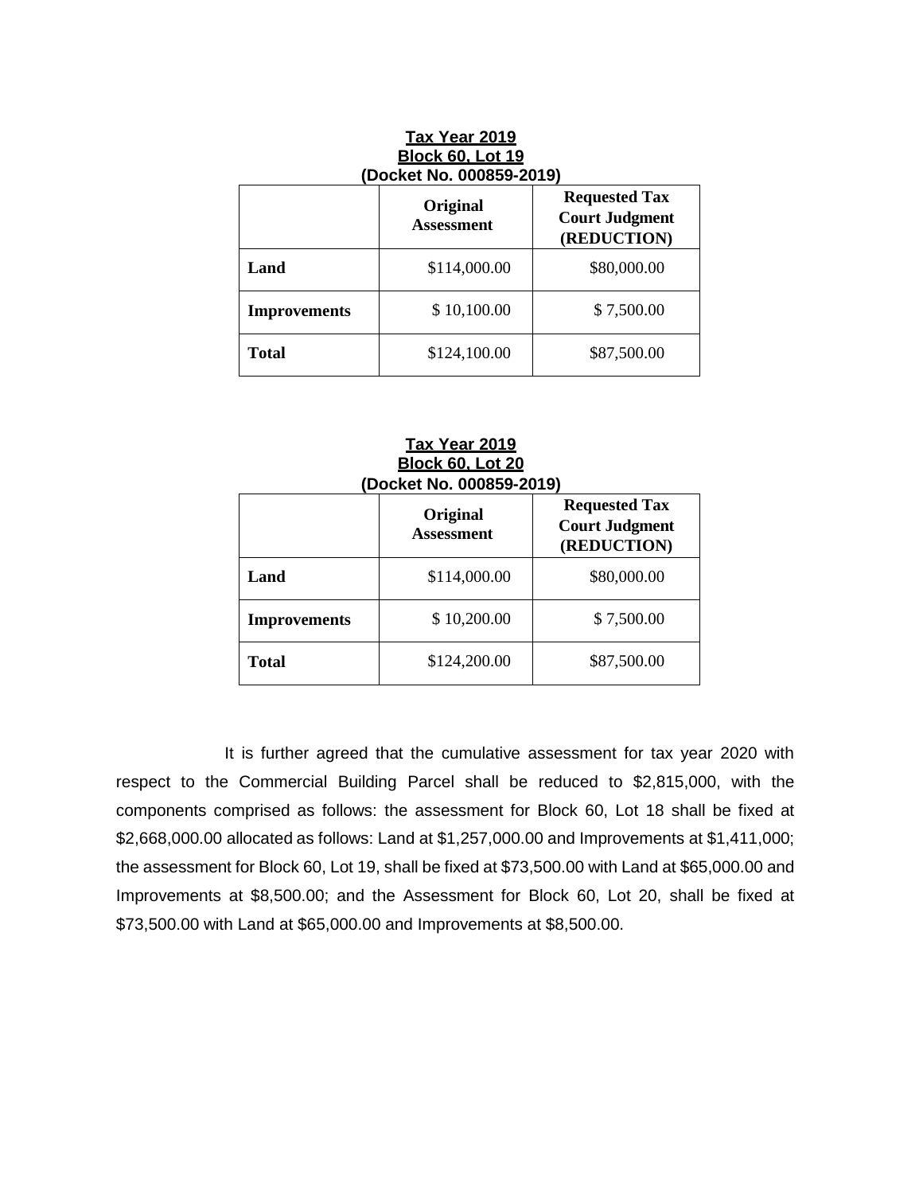**Tax Year 2019**
**Block 60, Lot 19**
**(Docket No. 000859-2019)**

| | Original Assessment | Requested Tax Court Judgment (REDUCTION) |
|---|---|---|
| **Land** | $114,000.00 | $80,000.00 |
| **Improvements** | $ 10,100.00 | $ 7,500.00 |
| **Total** | $124,100.00 | $87,500.00 |

**Tax Year 2019**
**Block 60, Lot 20**
**(Docket No. 000859-2019)**

| | Original Assessment | Requested Tax Court Judgment (REDUCTION) |
|---|---|---|
| **Land** | $114,000.00 | $80,000.00 |
| **Improvements** | $ 10,200.00 | $ 7,500.00 |
| **Total** | $124,200.00 | $87,500.00 |

It is further agreed that the cumulative assessment for tax year 2020 with respect to the Commercial Building Parcel shall be reduced to $2,815,000, with the components comprised as follows: the assessment for Block 60, Lot 18 shall be fixed at $2,668,000.00 allocated as follows: Land at $1,257,000.00 and Improvements at $1,411,000; the assessment for Block 60, Lot 19, shall be fixed at $73,500.00 with Land at $65,000.00 and Improvements at $8,500.00; and the Assessment for Block 60, Lot 20, shall be fixed at $73,500.00 with Land at $65,000.00 and Improvements at $8,500.00.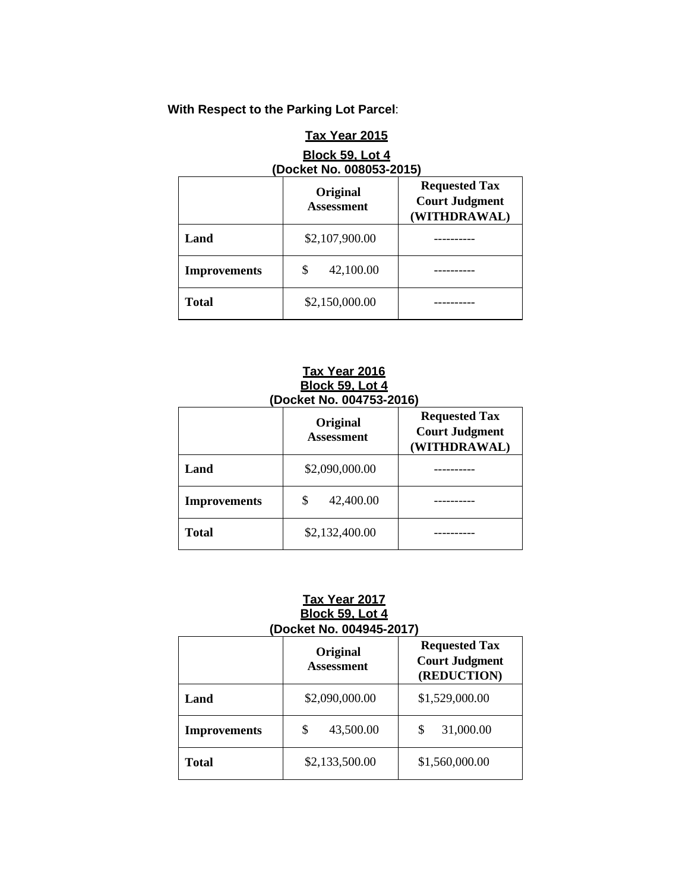**With Respect to the Parking Lot Parcel**:

**Tax Year 2015**
**Block 59, Lot 4**
**(Docket No. 008053-2015)**

| | Original Assessment | Requested Tax Court Judgment (WITHDRAWAL) |
|---|---|---|
| **Land** | $2,107,900.00 | ---------- |
| **Improvements** | $ 42,100.00 | ---------- |
| **Total** | $2,150,000.00 | ---------- |

**Tax Year 2016**
**Block 59, Lot 4**
**(Docket No. 004753-2016)**

| | Original Assessment | Requested Tax Court Judgment (WITHDRAWAL) |
|---|---|---|
| **Land** | $2,090,000.00 | ---------- |
| **Improvements** | $ 42,400.00 | ---------- |
| **Total** | $2,132,400.00 | ---------- |

**Tax Year 2017**
**Block 59, Lot 4**
**(Docket No. 004945-2017)**

| | Original Assessment | Requested Tax Court Judgment (REDUCTION) |
|---|---|---|
| **Land** | $2,090,000.00 | $1,529,000.00 |
| **Improvements** | $ 43,500.00 | $ 31,000.00 |
| **Total** | $2,133,500.00 | $1,560,000.00 |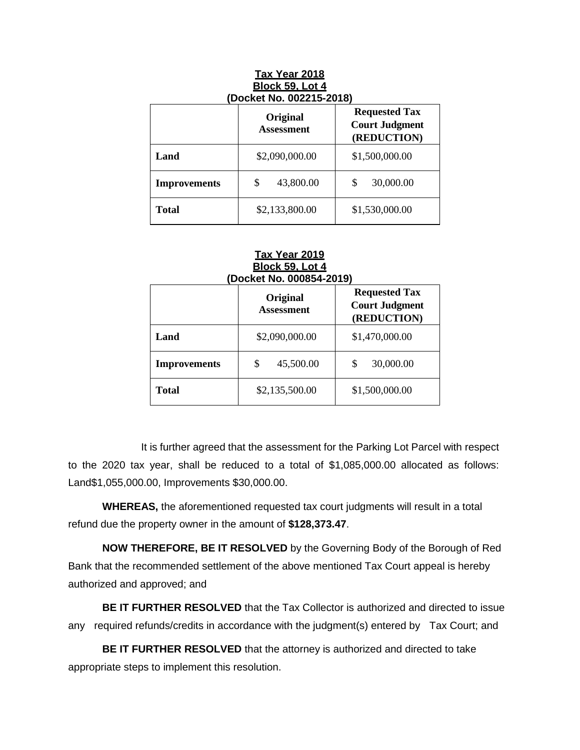**Tax Year 2018**
**Block 59, Lot 4**
**(Docket No. 002215-2018)**

| | Original Assessment | Requested Tax Court Judgment (REDUCTION) |
|---|---|---|
| **Land** | $2,090,000.00 | $1,500,000.00 |
| **Improvements** | $ 43,800.00 | $ 30,000.00 |
| **Total** | $2,133,800.00 | $1,530,000.00 |

**Tax Year 2019**
**Block 59, Lot 4**
**(Docket No. 000854-2019)**

| | Original Assessment | Requested Tax Court Judgment (REDUCTION) |
|---|---|---|
| **Land** | $2,090,000.00 | $1,470,000.00 |
| **Improvements** | $ 45,500.00 | $ 30,000.00 |
| **Total** | $2,135,500.00 | $1,500,000.00 |

It is further agreed that the assessment for the Parking Lot Parcel with respect to the 2020 tax year, shall be reduced to a total of $1,085,000.00 allocated as follows: Land$1,055,000.00, Improvements $30,000.00.

**WHEREAS,** the aforementioned requested tax court judgments will result in a total refund due the property owner in the amount of **$128,373.47**.

**NOW THEREFORE, BE IT RESOLVED** by the Governing Body of the Borough of Red Bank that the recommended settlement of the above mentioned Tax Court appeal is hereby authorized and approved; and

**BE IT FURTHER RESOLVED** that the Tax Collector is authorized and directed to issue any required refunds/credits in accordance with the judgment(s) entered by Tax Court; and

**BE IT FURTHER RESOLVED** that the attorney is authorized and directed to take appropriate steps to implement this resolution.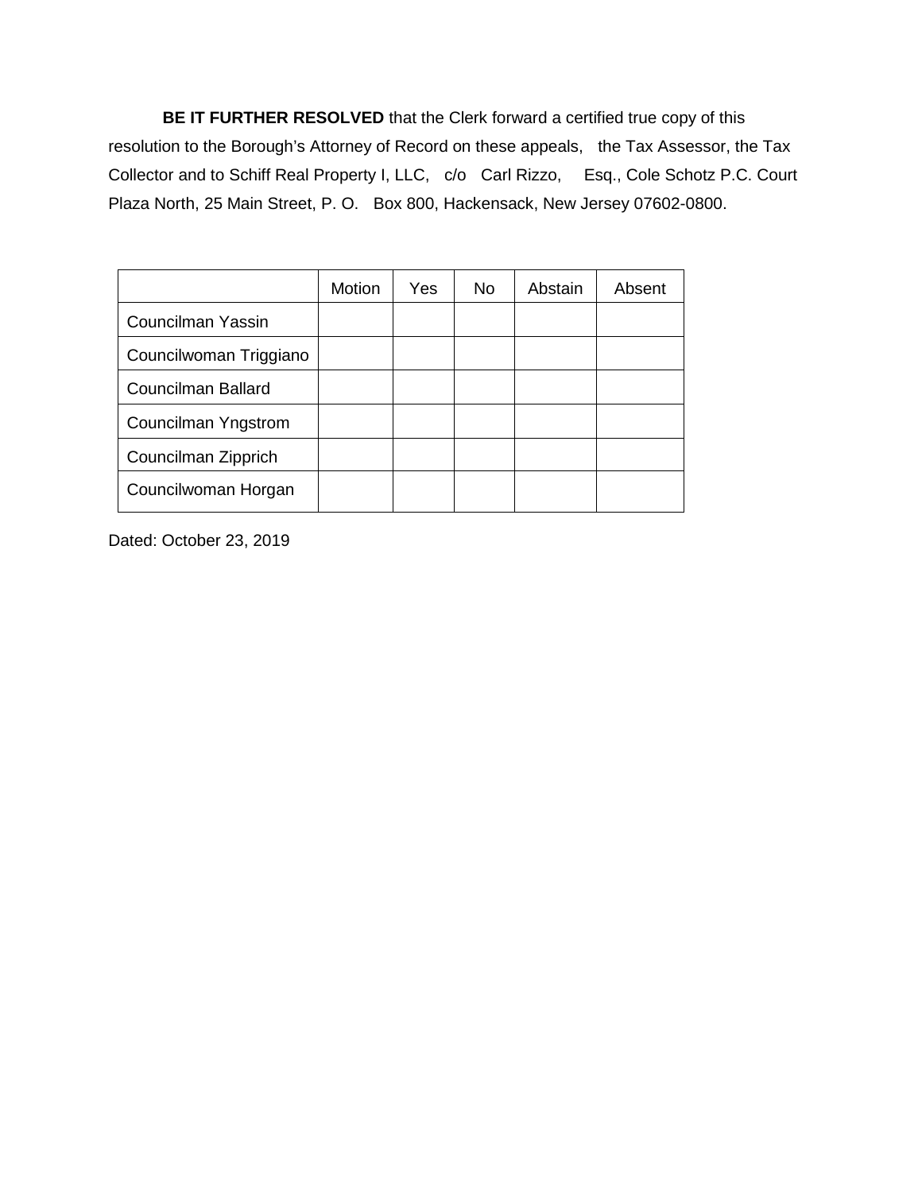**BE IT FURTHER RESOLVED** that the Clerk forward a certified true copy of this resolution to the Borough's Attorney of Record on these appeals, the Tax Assessor, the Tax Collector and to Schiff Real Property I, LLC, c/o Carl Rizzo, Esq., Cole Schotz P.C. Court Plaza North, 25 Main Street, P. O. Box 800, Hackensack, New Jersey 07602-0800.

| | Motion | Yes | No | Abstain | Absent |
|---|---|---|---|---|---|
| Councilman Yassin | | | | | |
| Councilwoman Triggiano | | | | | |
| Councilman Ballard | | | | | |
| Councilman Yngstrom | | | | | |
| Councilman Zipprich | | | | | |
| Councilwoman Horgan | | | | | |

Dated: October 23, 2019